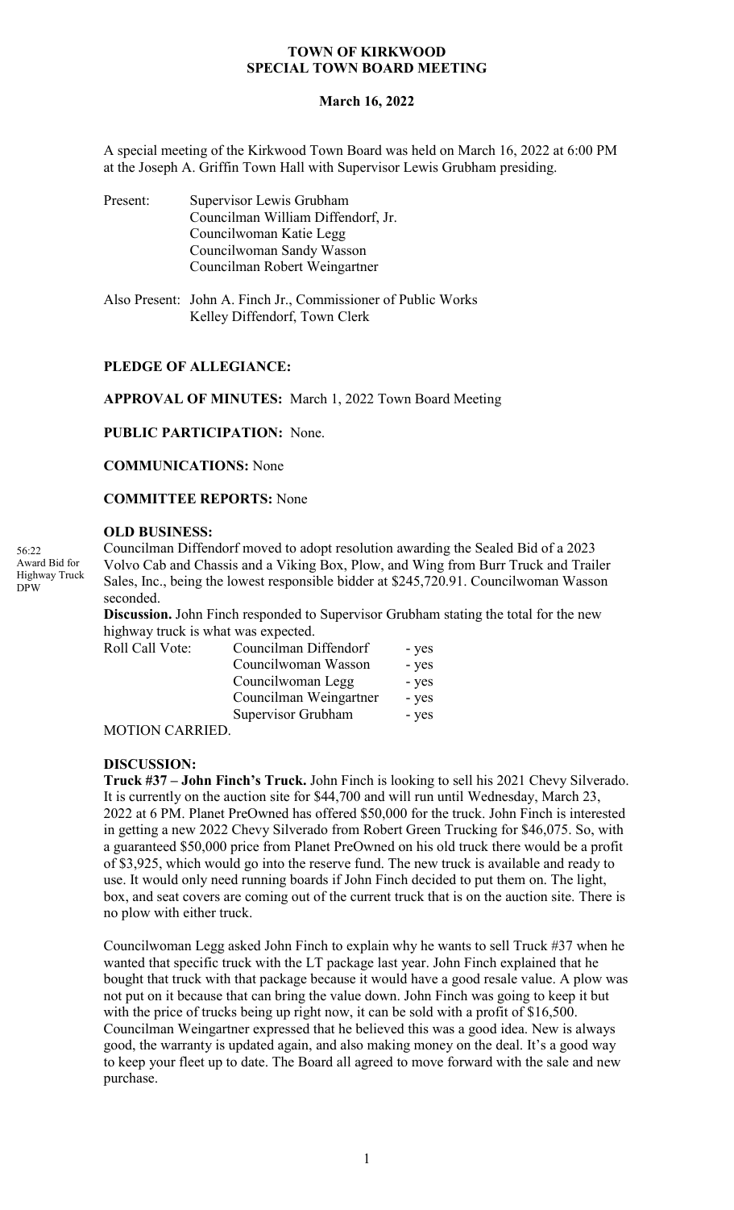# TOWN OF KIRKWOOD
## SPECIAL TOWN BOARD MEETING

**March 16, 2022**

A special meeting of the Kirkwood Town Board was held on March 16, 2022 at 6:00 PM at the Joseph A. Griffin Town Hall with Supervisor Lewis Grubham presiding.

Present: Supervisor Lewis Grubham
Councilman William Diffendorf, Jr.
Councilwoman Katie Legg
Councilwoman Sandy Wasson
Councilman Robert Weingartner

Also Present: John A. Finch Jr., Commissioner of Public Works
Kelley Diffendorf, Town Clerk

**PLEDGE OF ALLEGIANCE:**

**APPROVAL OF MINUTES:** March 1, 2022 Town Board Meeting

**PUBLIC PARTICIPATION:** None.

**COMMUNICATIONS:** None

**COMMITTEE REPORTS:** None

**OLD BUSINESS:**

56:22
Award Bid for Highway Truck DPW

Councilman Diffendorf moved to adopt resolution awarding the Sealed Bid of a 2023 Volvo Cab and Chassis and a Viking Box, Plow, and Wing from Burr Truck and Trailer Sales, Inc., being the lowest responsible bidder at $245,720.91. Councilwoman Wasson seconded.

**Discussion.** John Finch responded to Supervisor Grubham stating the total for the new highway truck is what was expected.

| Roll Call Vote: | Councilman Diffendorf | - yes |
|---|---|---|
| | Councilwoman Wasson | - yes |
| | Councilwoman Legg | - yes |
| | Councilman Weingartner | - yes |
| | Supervisor Grubham | - yes |

MOTION CARRIED.

**DISCUSSION:**

**Truck #37 – John Finch's Truck.** John Finch is looking to sell his 2021 Chevy Silverado. It is currently on the auction site for $44,700 and will run until Wednesday, March 23, 2022 at 6 PM. Planet PreOwned has offered $50,000 for the truck. John Finch is interested in getting a new 2022 Chevy Silverado from Robert Green Trucking for $46,075. So, with a guaranteed $50,000 price from Planet PreOwned on his old truck there would be a profit of $3,925, which would go into the reserve fund. The new truck is available and ready to use. It would only need running boards if John Finch decided to put them on. The light, box, and seat covers are coming out of the current truck that is on the auction site. There is no plow with either truck.

Councilwoman Legg asked John Finch to explain why he wants to sell Truck #37 when he wanted that specific truck with the LT package last year. John Finch explained that he bought that truck with that package because it would have a good resale value. A plow was not put on it because that can bring the value down. John Finch was going to keep it but with the price of trucks being up right now, it can be sold with a profit of $16,500. Councilman Weingartner expressed that he believed this was a good idea. New is always good, the warranty is updated again, and also making money on the deal. It's a good way to keep your fleet up to date. The Board all agreed to move forward with the sale and new purchase.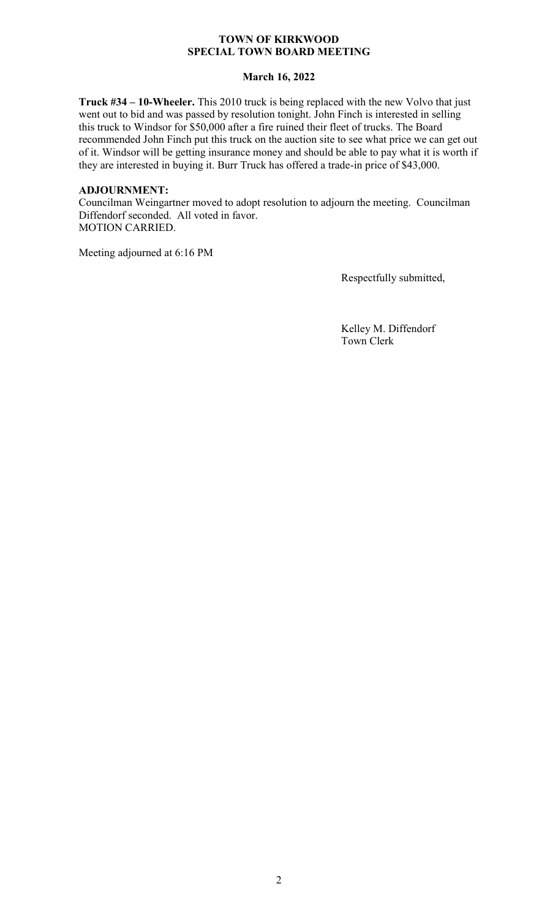**TOWN OF KIRKWOOD**
**SPECIAL TOWN BOARD MEETING**

**March 16, 2022**

**Truck #34 – 10-Wheeler.** This 2010 truck is being replaced with the new Volvo that just went out to bid and was passed by resolution tonight. John Finch is interested in selling this truck to Windsor for $50,000 after a fire ruined their fleet of trucks. The Board recommended John Finch put this truck on the auction site to see what price we can get out of it. Windsor will be getting insurance money and should be able to pay what it is worth if they are interested in buying it. Burr Truck has offered a trade-in price of $43,000.

**ADJOURNMENT:**
Councilman Weingartner moved to adopt resolution to adjourn the meeting. Councilman Diffendorf seconded. All voted in favor.
MOTION CARRIED.

Meeting adjourned at 6:16 PM

Respectfully submitted,

Kelley M. Diffendorf
Town Clerk